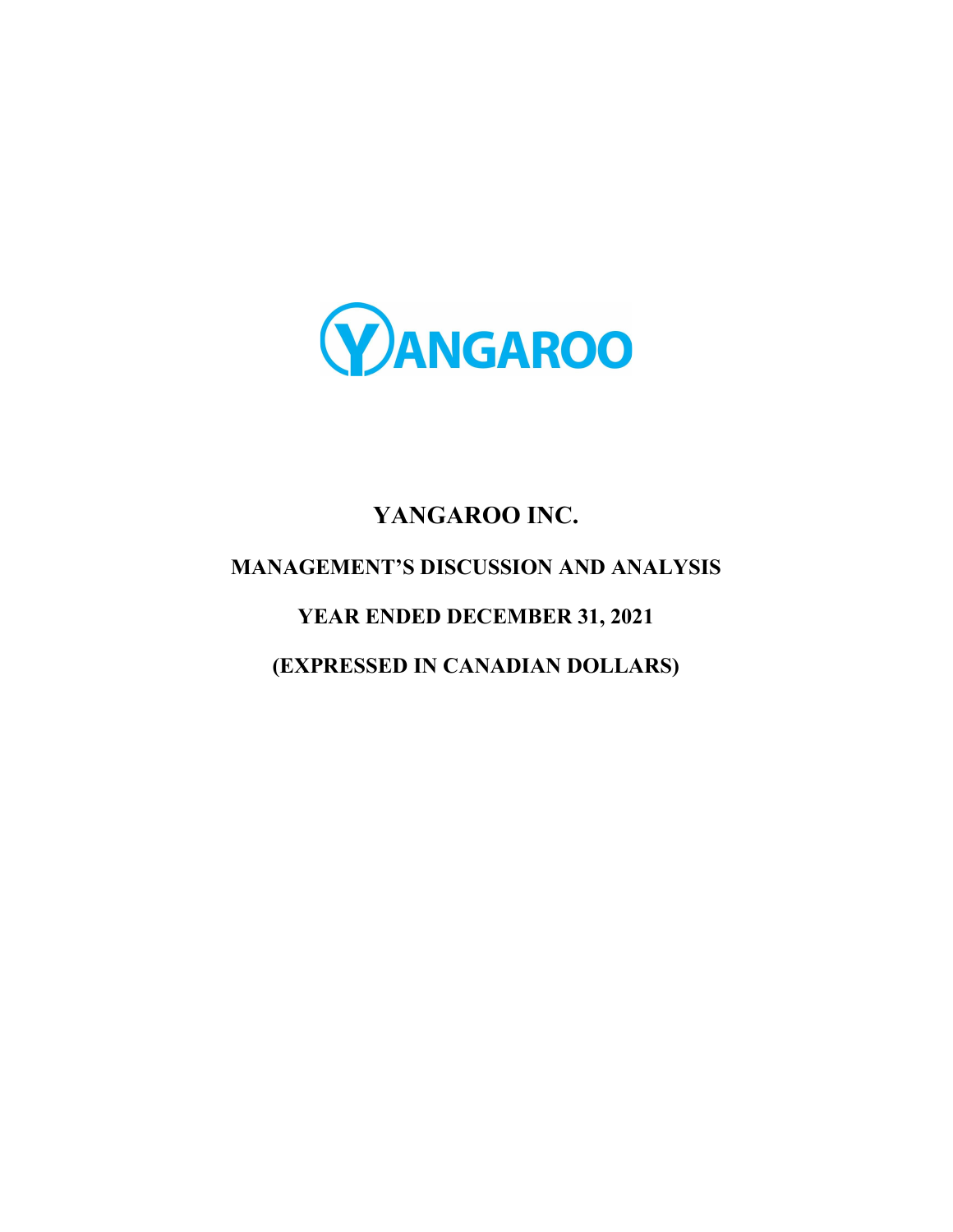# YANGAROO INC.

## MANAGEMENT'S DISCUSSION AND ANALYSIS

## YEAR ENDED DECEMBER 31, 2021

## (EXPRESSED IN CANADIAN DOLLARS)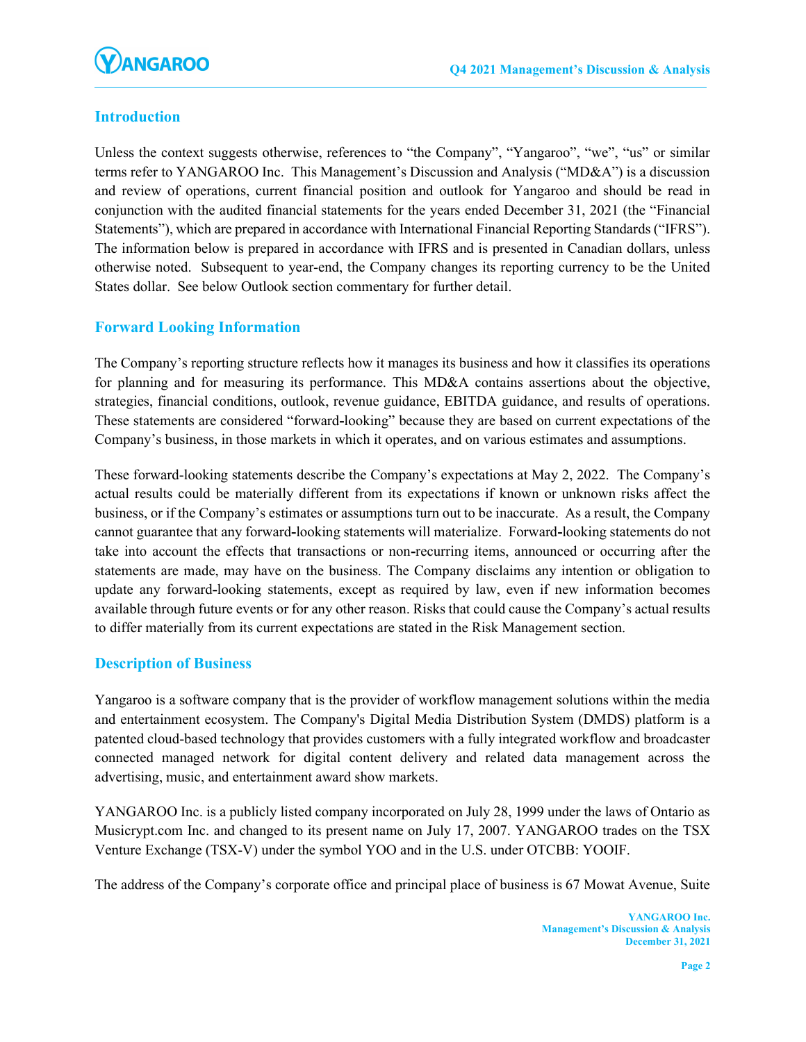## Introduction

Unless the context suggests otherwise, references to "the Company", "Yangaroo", "we", "us" or similar terms refer to YANGAROO Inc. This Management's Discussion and Analysis ("MD&A") is a discussion and review of operations, current financial position and outlook for Yangaroo and should be read in conjunction with the audited financial statements for the years ended December 31, 2021 (the "Financial Statements"), which are prepared in accordance with International Financial Reporting Standards ("IFRS"). The information below is prepared in accordance with IFRS and is presented in Canadian dollars, unless otherwise noted. Subsequent to year-end, the Company changes its reporting currency to be the United States dollar. See below Outlook section commentary for further detail.

## Forward Looking Information

The Company's reporting structure reflects how it manages its business and how it classifies its operations for planning and for measuring its performance. This MD&A contains assertions about the objective, strategies, financial conditions, outlook, revenue guidance, EBITDA guidance, and results of operations. These statements are considered "forward-looking" because they are based on current expectations of the Company's business, in those markets in which it operates, and on various estimates and assumptions.

These forward-looking statements describe the Company's expectations at May 2, 2022. The Company's actual results could be materially different from its expectations if known or unknown risks affect the business, or if the Company's estimates or assumptions turn out to be inaccurate. As a result, the Company cannot guarantee that any forward-looking statements will materialize. Forward-looking statements do not take into account the effects that transactions or non-recurring items, announced or occurring after the statements are made, may have on the business. The Company disclaims any intention or obligation to update any forward-looking statements, except as required by law, even if new information becomes available through future events or for any other reason. Risks that could cause the Company's actual results to differ materially from its current expectations are stated in the Risk Management section.

## Description of Business

Yangaroo is a software company that is the provider of workflow management solutions within the media and entertainment ecosystem. The Company's Digital Media Distribution System (DMDS) platform is a patented cloud-based technology that provides customers with a fully integrated workflow and broadcaster connected managed network for digital content delivery and related data management across the advertising, music, and entertainment award show markets.

YANGAROO Inc. is a publicly listed company incorporated on July 28, 1999 under the laws of Ontario as Musicrypt.com Inc. and changed to its present name on July 17, 2007. YANGAROO trades on the TSX Venture Exchange (TSX-V) under the symbol YOO and in the U.S. under OTCBB: YOOIF.

The address of the Company's corporate office and principal place of business is 67 Mowat Avenue, Suite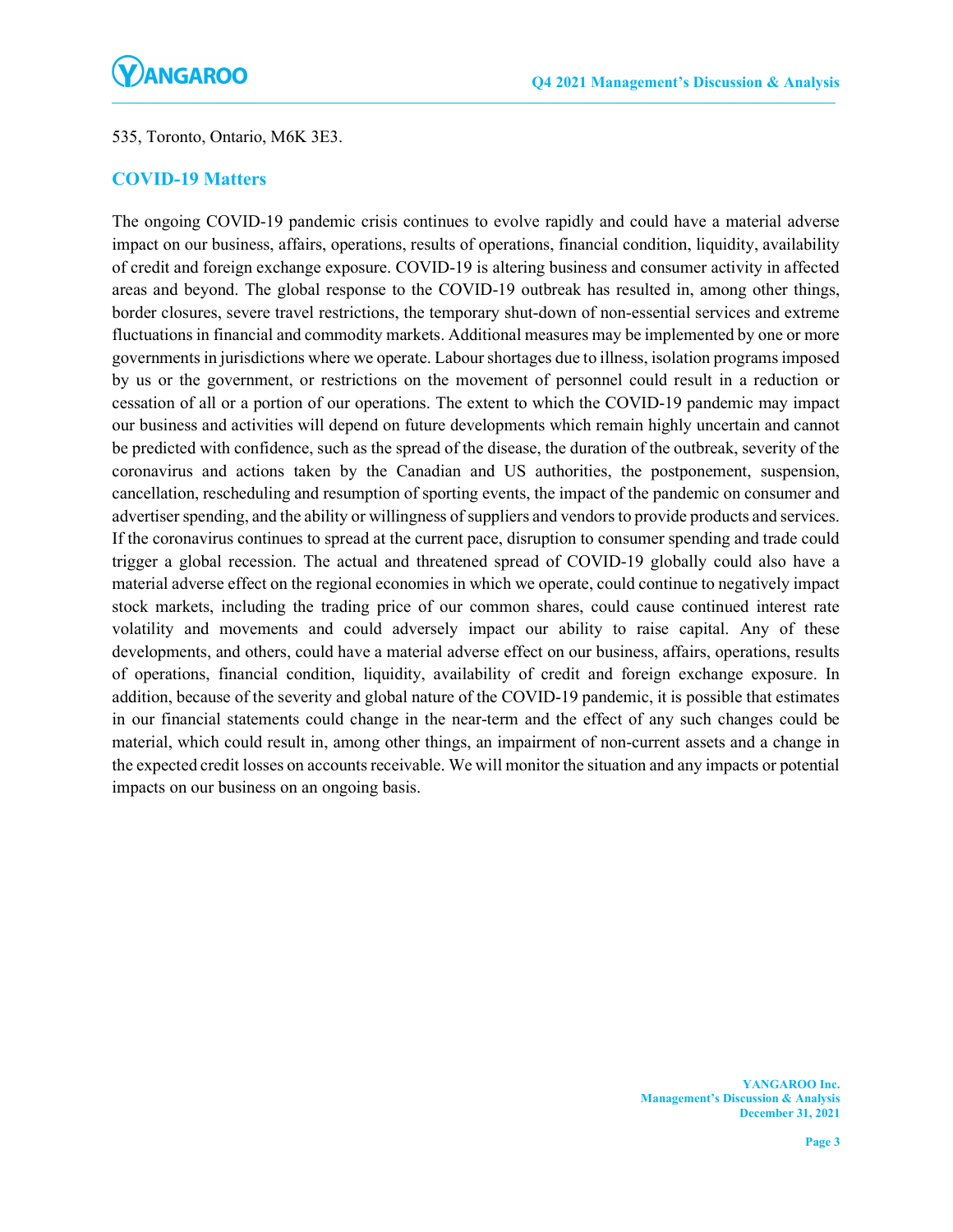535, Toronto, Ontario, M6K 3E3.

## COVID-19 Matters

The ongoing COVID-19 pandemic crisis continues to evolve rapidly and could have a material adverse impact on our business, affairs, operations, results of operations, financial condition, liquidity, availability of credit and foreign exchange exposure. COVID-19 is altering business and consumer activity in affected areas and beyond. The global response to the COVID-19 outbreak has resulted in, among other things, border closures, severe travel restrictions, the temporary shut-down of non-essential services and extreme fluctuations in financial and commodity markets. Additional measures may be implemented by one or more governments in jurisdictions where we operate. Labour shortages due to illness, isolation programs imposed by us or the government, or restrictions on the movement of personnel could result in a reduction or cessation of all or a portion of our operations. The extent to which the COVID-19 pandemic may impact our business and activities will depend on future developments which remain highly uncertain and cannot be predicted with confidence, such as the spread of the disease, the duration of the outbreak, severity of the coronavirus and actions taken by the Canadian and US authorities, the postponement, suspension, cancellation, rescheduling and resumption of sporting events, the impact of the pandemic on consumer and advertiser spending, and the ability or willingness of suppliers and vendors to provide products and services. If the coronavirus continues to spread at the current pace, disruption to consumer spending and trade could trigger a global recession. The actual and threatened spread of COVID-19 globally could also have a material adverse effect on the regional economies in which we operate, could continue to negatively impact stock markets, including the trading price of our common shares, could cause continued interest rate volatility and movements and could adversely impact our ability to raise capital. Any of these developments, and others, could have a material adverse effect on our business, affairs, operations, results of operations, financial condition, liquidity, availability of credit and foreign exchange exposure. In addition, because of the severity and global nature of the COVID-19 pandemic, it is possible that estimates in our financial statements could change in the near-term and the effect of any such changes could be material, which could result in, among other things, an impairment of non-current assets and a change in the expected credit losses on accounts receivable. We will monitor the situation and any impacts or potential impacts on our business on an ongoing basis.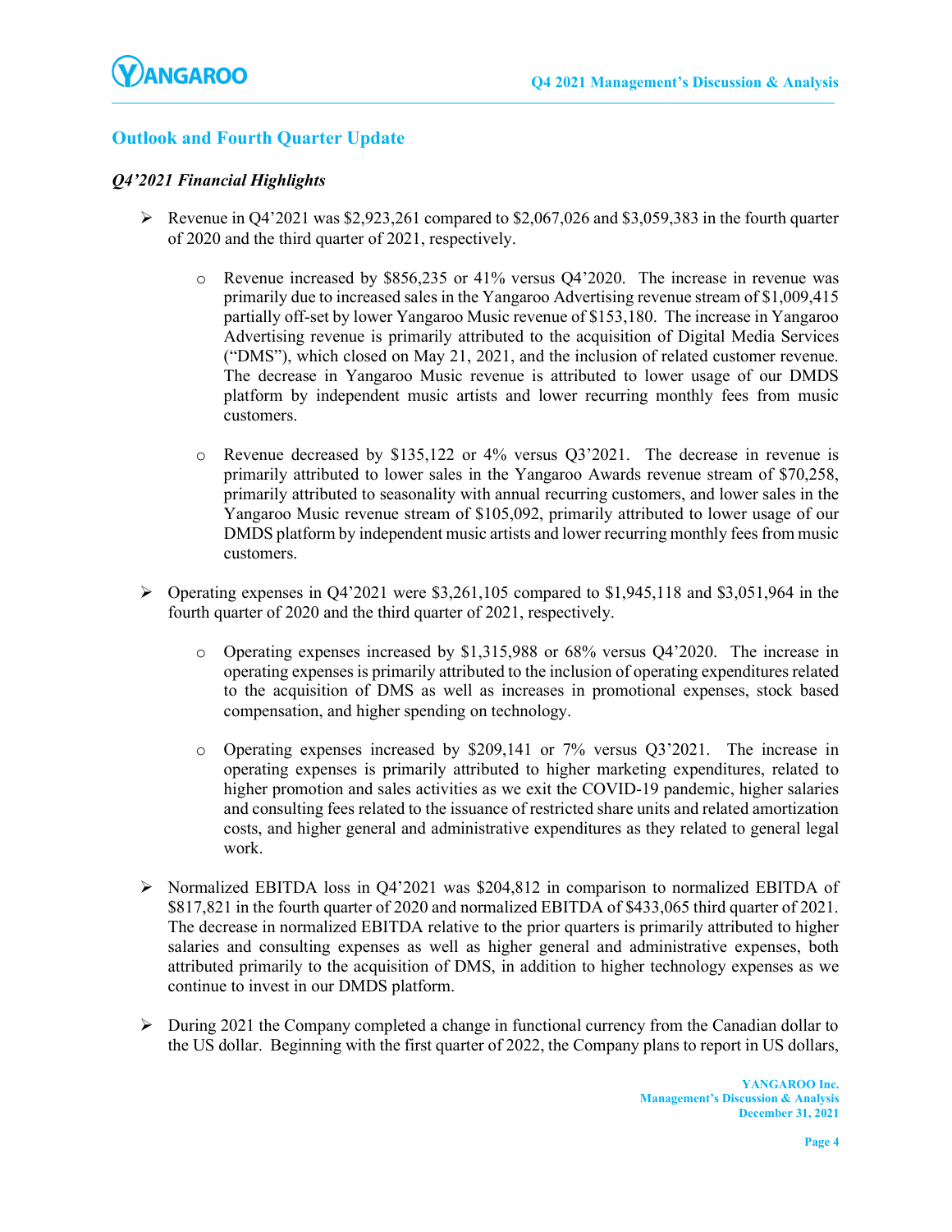## Outlook and Fourth Quarter Update

### *Q4'2021 Financial Highlights*

- Revenue in Q4'2021 was $2,923,261 compared to $2,067,026 and $3,059,383 in the fourth quarter of 2020 and the third quarter of 2021, respectively.
  - Revenue increased by $856,235 or 41% versus Q4'2020. The increase in revenue was primarily due to increased sales in the Yangaroo Advertising revenue stream of $1,009,415 partially off-set by lower Yangaroo Music revenue of $153,180. The increase in Yangaroo Advertising revenue is primarily attributed to the acquisition of Digital Media Services ("DMS"), which closed on May 21, 2021, and the inclusion of related customer revenue. The decrease in Yangaroo Music revenue is attributed to lower usage of our DMDS platform by independent music artists and lower recurring monthly fees from music customers.
  - Revenue decreased by $135,122 or 4% versus Q3'2021. The decrease in revenue is primarily attributed to lower sales in the Yangaroo Awards revenue stream of $70,258, primarily attributed to seasonality with annual recurring customers, and lower sales in the Yangaroo Music revenue stream of $105,092, primarily attributed to lower usage of our DMDS platform by independent music artists and lower recurring monthly fees from music customers.
- Operating expenses in Q4'2021 were $3,261,105 compared to $1,945,118 and $3,051,964 in the fourth quarter of 2020 and the third quarter of 2021, respectively.
  - Operating expenses increased by $1,315,988 or 68% versus Q4'2020. The increase in operating expenses is primarily attributed to the inclusion of operating expenditures related to the acquisition of DMS as well as increases in promotional expenses, stock based compensation, and higher spending on technology.
  - Operating expenses increased by $209,141 or 7% versus Q3'2021. The increase in operating expenses is primarily attributed to higher marketing expenditures, related to higher promotion and sales activities as we exit the COVID-19 pandemic, higher salaries and consulting fees related to the issuance of restricted share units and related amortization costs, and higher general and administrative expenditures as they related to general legal work.
- Normalized EBITDA loss in Q4'2021 was $204,812 in comparison to normalized EBITDA of $817,821 in the fourth quarter of 2020 and normalized EBITDA of $433,065 third quarter of 2021. The decrease in normalized EBITDA relative to the prior quarters is primarily attributed to higher salaries and consulting expenses as well as higher general and administrative expenses, both attributed primarily to the acquisition of DMS, in addition to higher technology expenses as we continue to invest in our DMDS platform.
- During 2021 the Company completed a change in functional currency from the Canadian dollar to the US dollar. Beginning with the first quarter of 2022, the Company plans to report in US dollars,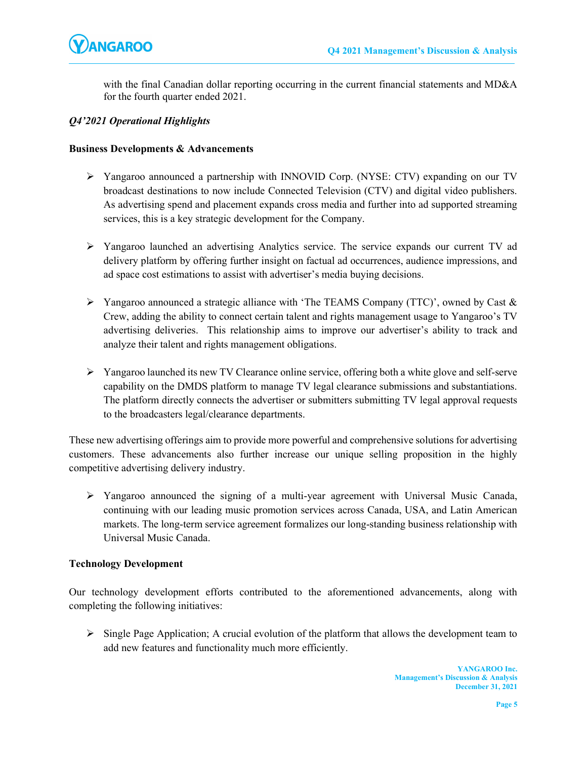with the final Canadian dollar reporting occurring in the current financial statements and MD&A for the fourth quarter ended 2021.

### *Q4'2021 Operational Highlights*

**Business Developments & Advancements**

- Yangaroo announced a partnership with INNOVID Corp. (NYSE: CTV) expanding on our TV broadcast destinations to now include Connected Television (CTV) and digital video publishers. As advertising spend and placement expands cross media and further into ad supported streaming services, this is a key strategic development for the Company.

- Yangaroo launched an advertising Analytics service. The service expands our current TV ad delivery platform by offering further insight on factual ad occurrences, audience impressions, and ad space cost estimations to assist with advertiser's media buying decisions.

- Yangaroo announced a strategic alliance with 'The TEAMS Company (TTC)', owned by Cast & Crew, adding the ability to connect certain talent and rights management usage to Yangaroo's TV advertising deliveries. This relationship aims to improve our advertiser's ability to track and analyze their talent and rights management obligations.

- Yangaroo launched its new TV Clearance online service, offering both a white glove and self-serve capability on the DMDS platform to manage TV legal clearance submissions and substantiations. The platform directly connects the advertiser or submitters submitting TV legal approval requests to the broadcasters legal/clearance departments.

These new advertising offerings aim to provide more powerful and comprehensive solutions for advertising customers. These advancements also further increase our unique selling proposition in the highly competitive advertising delivery industry.

- Yangaroo announced the signing of a multi-year agreement with Universal Music Canada, continuing with our leading music promotion services across Canada, USA, and Latin American markets. The long-term service agreement formalizes our long-standing business relationship with Universal Music Canada.

**Technology Development**

Our technology development efforts contributed to the aforementioned advancements, along with completing the following initiatives:

- Single Page Application; A crucial evolution of the platform that allows the development team to add new features and functionality much more efficiently.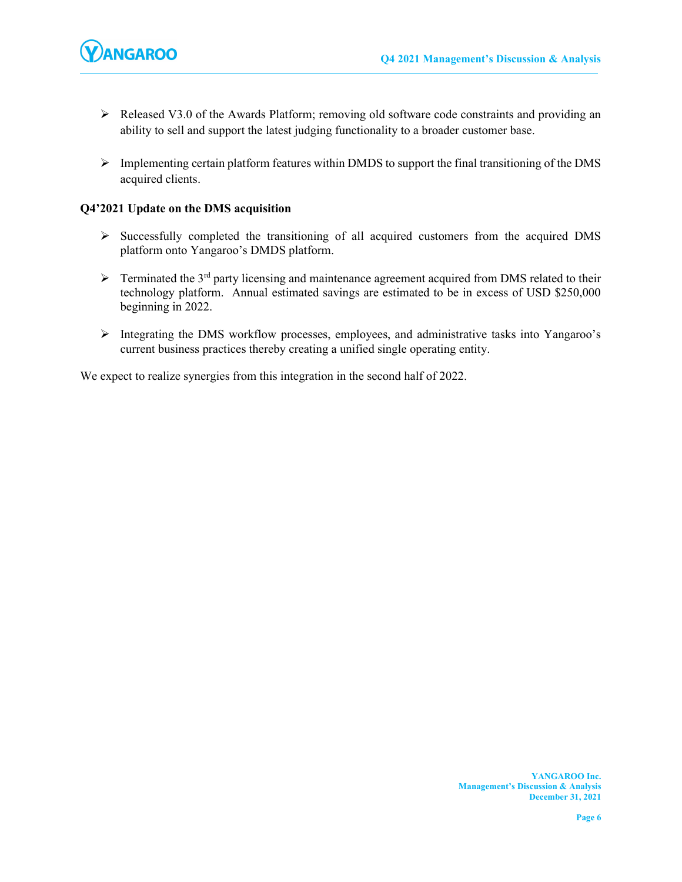- Released V3.0 of the Awards Platform; removing old software code constraints and providing an ability to sell and support the latest judging functionality to a broader customer base.

- Implementing certain platform features within DMDS to support the final transitioning of the DMS acquired clients.

**Q4'2021 Update on the DMS acquisition**

- Successfully completed the transitioning of all acquired customers from the acquired DMS platform onto Yangaroo's DMDS platform.

- Terminated the 3rd party licensing and maintenance agreement acquired from DMS related to their technology platform. Annual estimated savings are estimated to be in excess of USD $250,000 beginning in 2022.

- Integrating the DMS workflow processes, employees, and administrative tasks into Yangaroo's current business practices thereby creating a unified single operating entity.

We expect to realize synergies from this integration in the second half of 2022.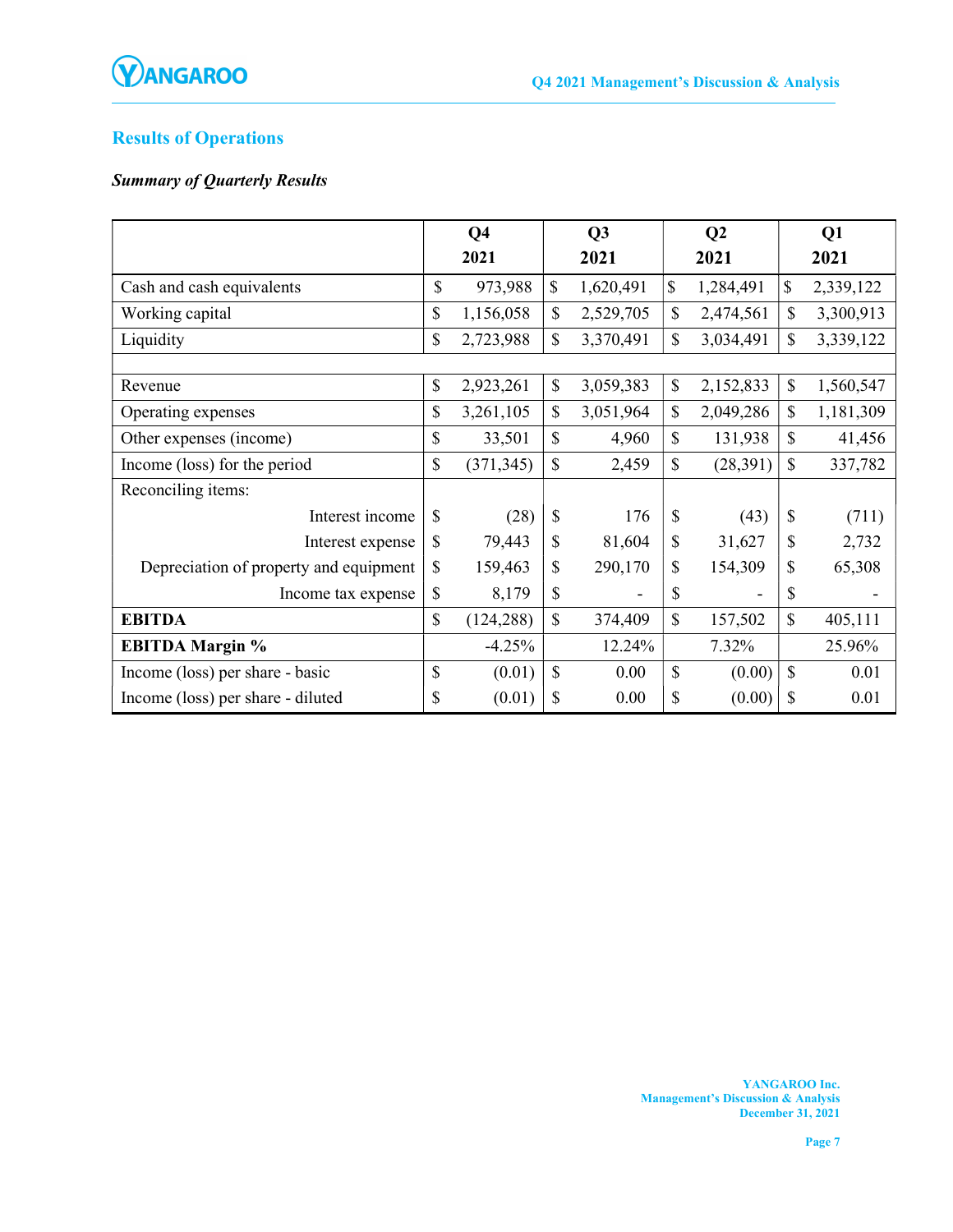## Results of Operations

### *Summary of Quarterly Results*

| | Q4 2021 | Q3 2021 | Q2 2021 | Q1 2021 |
|---|---|---|---|---|
| Cash and cash equivalents | $ 973,988 | $ 1,620,491 | $ 1,284,491 | $ 2,339,122 |
| Working capital | $ 1,156,058 | $ 2,529,705 | $ 2,474,561 | $ 3,300,913 |
| Liquidity | $ 2,723,988 | $ 3,370,491 | $ 3,034,491 | $ 3,339,122 |
| | | | | |
| Revenue | $ 2,923,261 | $ 3,059,383 | $ 2,152,833 | $ 1,560,547 |
| Operating expenses | $ 3,261,105 | $ 3,051,964 | $ 2,049,286 | $ 1,181,309 |
| Other expenses (income) | $ 33,501 | $ 4,960 | $ 131,938 | $ 41,456 |
| Income (loss) for the period | $ (371,345) | $ 2,459 | $ (28,391) | $ 337,782 |
| Reconciling items: | | | | |
| Interest income | $ (28) | $ 176 | $ (43) | $ (711) |
| Interest expense | $ 79,443 | $ 81,604 | $ 31,627 | $ 2,732 |
| Depreciation of property and equipment | $ 159,463 | $ 290,170 | $ 154,309 | $ 65,308 |
| Income tax expense | $ 8,179 | $ - | $ - | $ - |
| **EBITDA** | $ (124,288) | $ 374,409 | $ 157,502 | $ 405,111 |
| **EBITDA Margin %** | -4.25% | 12.24% | 7.32% | 25.96% |
| Income (loss) per share - basic | $ (0.01) | $ 0.00 | $ (0.00) | $ 0.01 |
| Income (loss) per share - diluted | $ (0.01) | $ 0.00 | $ (0.00) | $ 0.01 |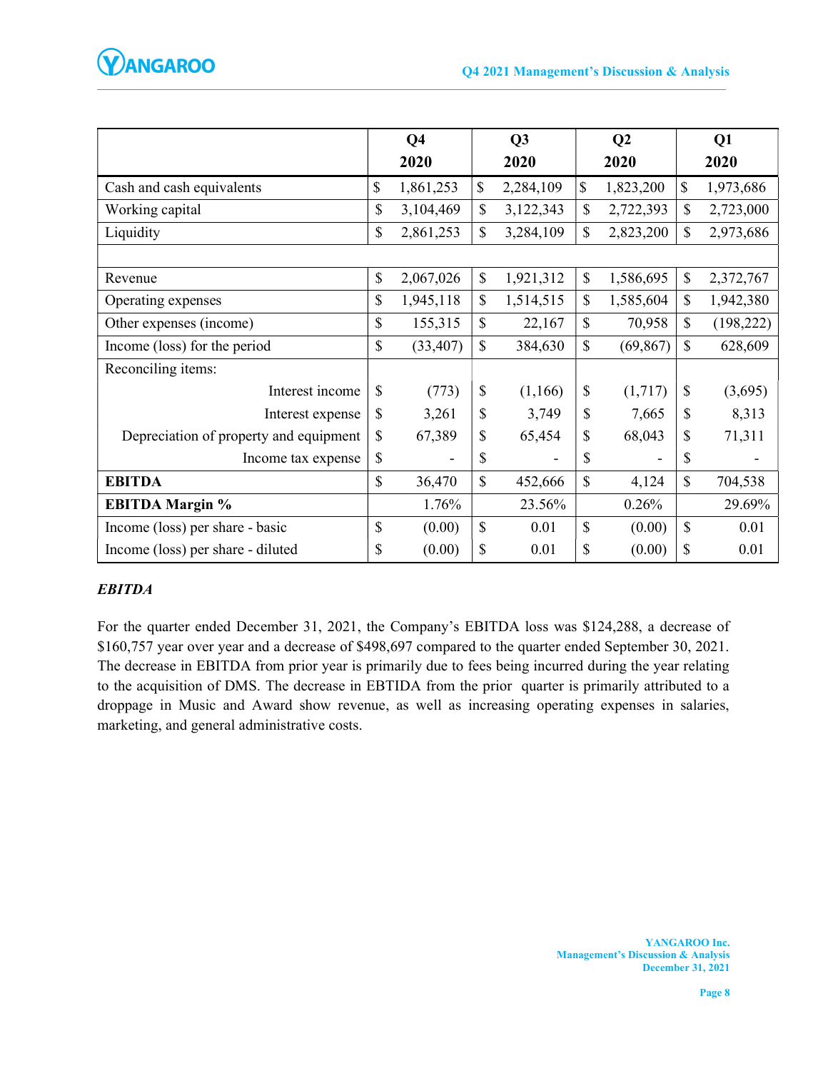| | Q4 2020 | Q3 2020 | Q2 2020 | Q1 2020 |
|---|---|---|---|---|
| Cash and cash equivalents | $ 1,861,253 | $ 2,284,109 | $ 1,823,200 | $ 1,973,686 |
| Working capital | $ 3,104,469 | $ 3,122,343 | $ 2,722,393 | $ 2,723,000 |
| Liquidity | $ 2,861,253 | $ 3,284,109 | $ 2,823,200 | $ 2,973,686 |
| | | | | |
| Revenue | $ 2,067,026 | $ 1,921,312 | $ 1,586,695 | $ 2,372,767 |
| Operating expenses | $ 1,945,118 | $ 1,514,515 | $ 1,585,604 | $ 1,942,380 |
| Other expenses (income) | $ 155,315 | $ 22,167 | $ 70,958 | $ (198,222) |
| Income (loss) for the period | $ (33,407) | $ 384,630 | $ (69,867) | $ 628,609 |
| Reconciling items: | | | | |
| Interest income | $ (773) | $ (1,166) | $ (1,717) | $ (3,695) |
| Interest expense | $ 3,261 | $ 3,749 | $ 7,665 | $ 8,313 |
| Depreciation of property and equipment | $ 67,389 | $ 65,454 | $ 68,043 | $ 71,311 |
| Income tax expense | $ - | $ - | $ - | $ - |
| **EBITDA** | $ 36,470 | $ 452,666 | $ 4,124 | $ 704,538 |
| **EBITDA Margin %** | 1.76% | 23.56% | 0.26% | 29.69% |
| Income (loss) per share - basic | $ (0.00) | $ 0.01 | $ (0.00) | $ 0.01 |
| Income (loss) per share - diluted | $ (0.00) | $ 0.01 | $ (0.00) | $ 0.01 |

### *EBITDA*

For the quarter ended December 31, 2021, the Company's EBITDA loss was $124,288, a decrease of $160,757 year over year and a decrease of $498,697 compared to the quarter ended September 30, 2021. The decrease in EBITDA from prior year is primarily due to fees being incurred during the year relating to the acquisition of DMS. The decrease in EBTIDA from the prior quarter is primarily attributed to a droppage in Music and Award show revenue, as well as increasing operating expenses in salaries, marketing, and general administrative costs.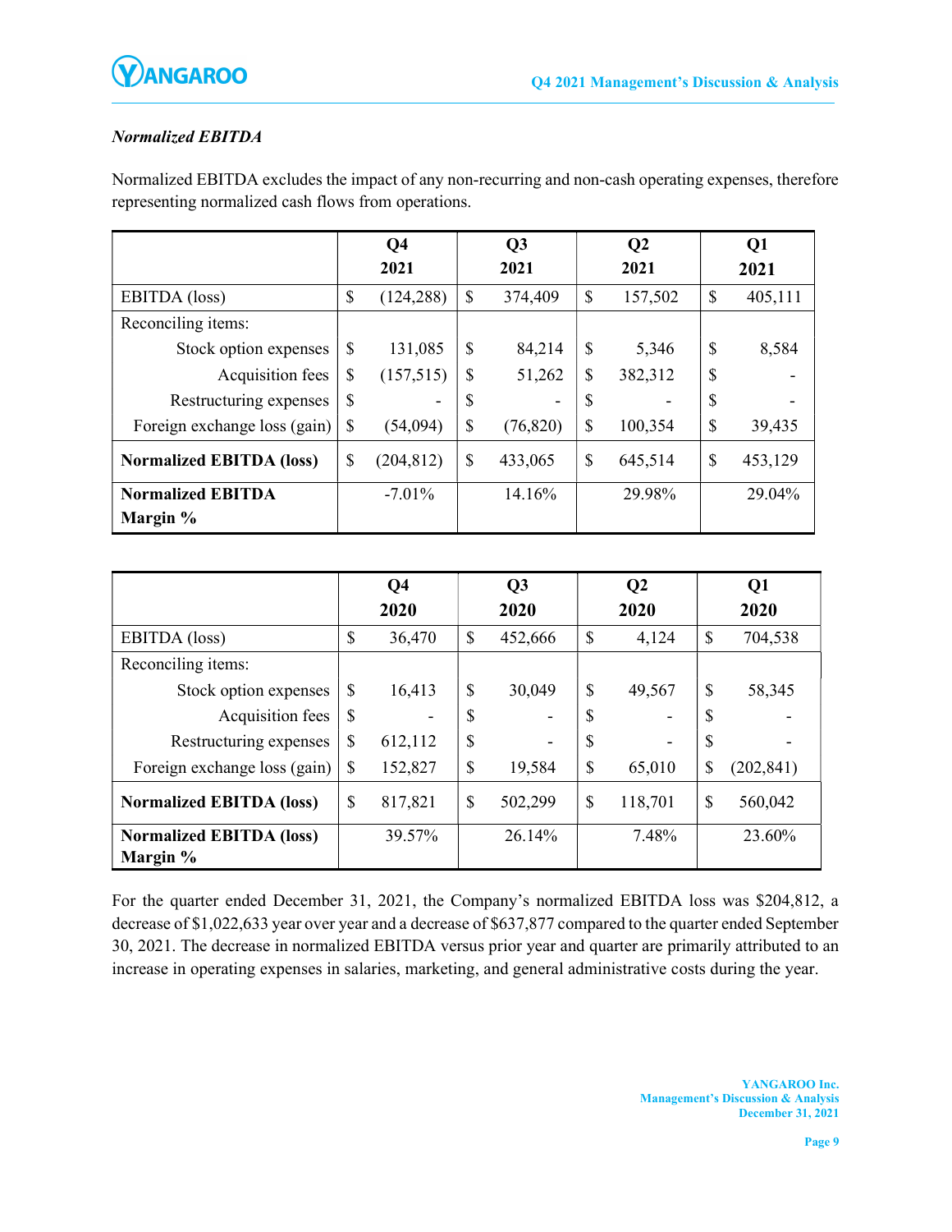*Normalized EBITDA*

Normalized EBITDA excludes the impact of any non-recurring and non-cash operating expenses, therefore representing normalized cash flows from operations.

| | Q4 2021 | Q3 2021 | Q2 2021 | Q1 2021 |
|---|---|---|---|---|
| EBITDA (loss) | $ (124,288) | $ 374,409 | $ 157,502 | $ 405,111 |
| Reconciling items: | | | | |
| Stock option expenses | $ 131,085 | $ 84,214 | $ 5,346 | $ 8,584 |
| Acquisition fees | $ (157,515) | $ 51,262 | $ 382,312 | $ - |
| Restructuring expenses | $ - | $ - | $ - | $ - |
| Foreign exchange loss (gain) | $ (54,094) | $ (76,820) | $ 100,354 | $ 39,435 |
| **Normalized EBITDA (loss)** | $ (204,812) | $ 433,065 | $ 645,514 | $ 453,129 |
| **Normalized EBITDA Margin %** | -7.01% | 14.16% | 29.98% | 29.04% |

| | Q4 2020 | Q3 2020 | Q2 2020 | Q1 2020 |
|---|---|---|---|---|
| EBITDA (loss) | $ 36,470 | $ 452,666 | $ 4,124 | $ 704,538 |
| Reconciling items: | | | | |
| Stock option expenses | $ 16,413 | $ 30,049 | $ 49,567 | $ 58,345 |
| Acquisition fees | $ - | $ - | $ - | $ - |
| Restructuring expenses | $ 612,112 | $ - | $ - | $ - |
| Foreign exchange loss (gain) | $ 152,827 | $ 19,584 | $ 65,010 | $ (202,841) |
| **Normalized EBITDA (loss)** | $ 817,821 | $ 502,299 | $ 118,701 | $ 560,042 |
| **Normalized EBITDA (loss) Margin %** | 39.57% | 26.14% | 7.48% | 23.60% |

For the quarter ended December 31, 2021, the Company's normalized EBITDA loss was $204,812, a decrease of $1,022,633 year over year and a decrease of $637,877 compared to the quarter ended September 30, 2021. The decrease in normalized EBITDA versus prior year and quarter are primarily attributed to an increase in operating expenses in salaries, marketing, and general administrative costs during the year.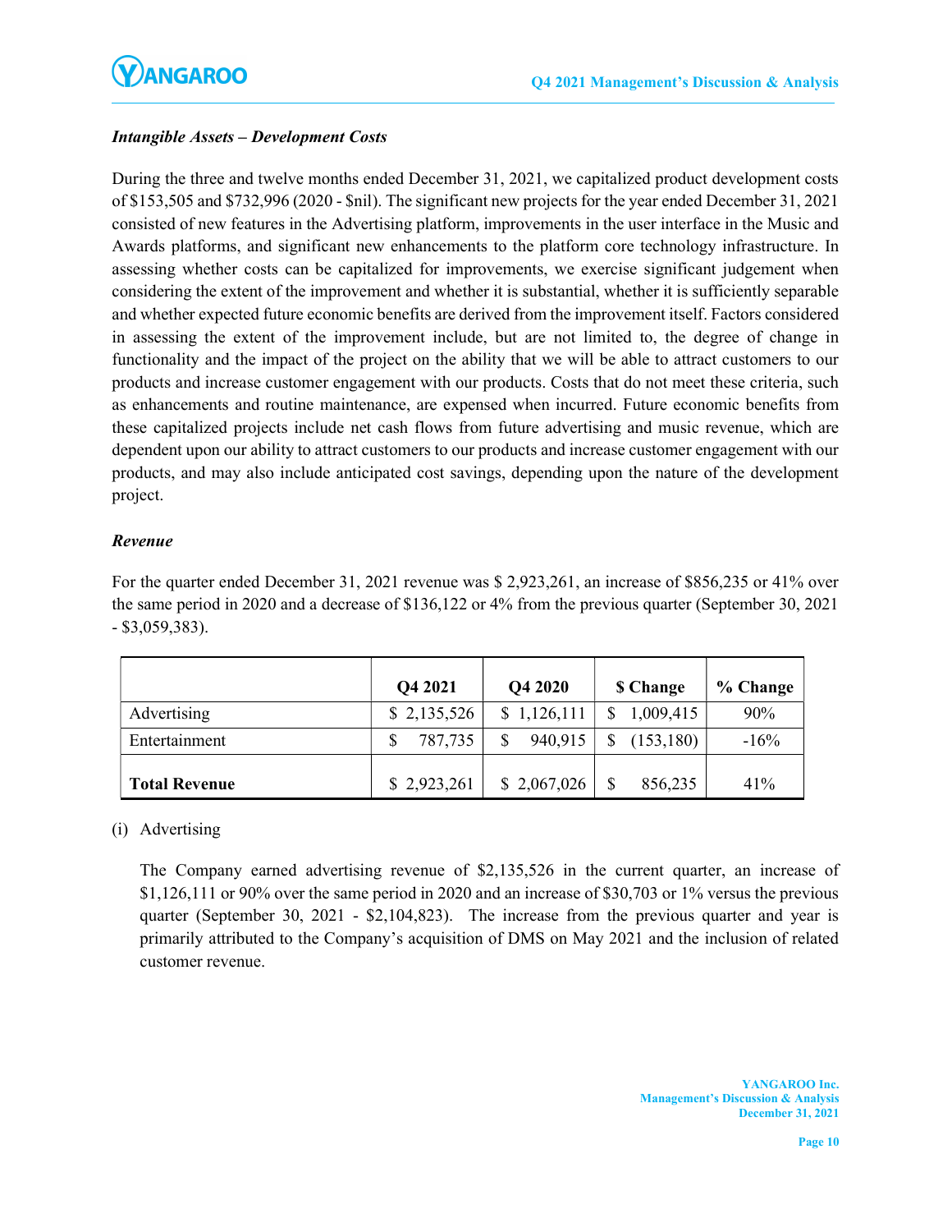### *Intangible Assets – Development Costs*

During the three and twelve months ended December 31, 2021, we capitalized product development costs of $153,505 and $732,996 (2020 - $nil). The significant new projects for the year ended December 31, 2021 consisted of new features in the Advertising platform, improvements in the user interface in the Music and Awards platforms, and significant new enhancements to the platform core technology infrastructure. In assessing whether costs can be capitalized for improvements, we exercise significant judgement when considering the extent of the improvement and whether it is substantial, whether it is sufficiently separable and whether expected future economic benefits are derived from the improvement itself. Factors considered in assessing the extent of the improvement include, but are not limited to, the degree of change in functionality and the impact of the project on the ability that we will be able to attract customers to our products and increase customer engagement with our products. Costs that do not meet these criteria, such as enhancements and routine maintenance, are expensed when incurred. Future economic benefits from these capitalized projects include net cash flows from future advertising and music revenue, which are dependent upon our ability to attract customers to our products and increase customer engagement with our products, and may also include anticipated cost savings, depending upon the nature of the development project.

### *Revenue*

For the quarter ended December 31, 2021 revenue was $ 2,923,261, an increase of $856,235 or 41% over the same period in 2020 and a decrease of $136,122 or 4% from the previous quarter (September 30, 2021 - $3,059,383).

| | Q4 2021 | Q4 2020 | $ Change | % Change |
|---|---|---|---|---|
| Advertising | $ 2,135,526 | $ 1,126,111 | $ 1,009,415 | 90% |
| Entertainment | $ 787,735 | $ 940,915 | $ (153,180) | -16% |
| **Total Revenue** | $ 2,923,261 | $ 2,067,026 | $ 856,235 | 41% |

(i) Advertising

The Company earned advertising revenue of $2,135,526 in the current quarter, an increase of $1,126,111 or 90% over the same period in 2020 and an increase of $30,703 or 1% versus the previous quarter (September 30, 2021 - $2,104,823). The increase from the previous quarter and year is primarily attributed to the Company's acquisition of DMS on May 2021 and the inclusion of related customer revenue.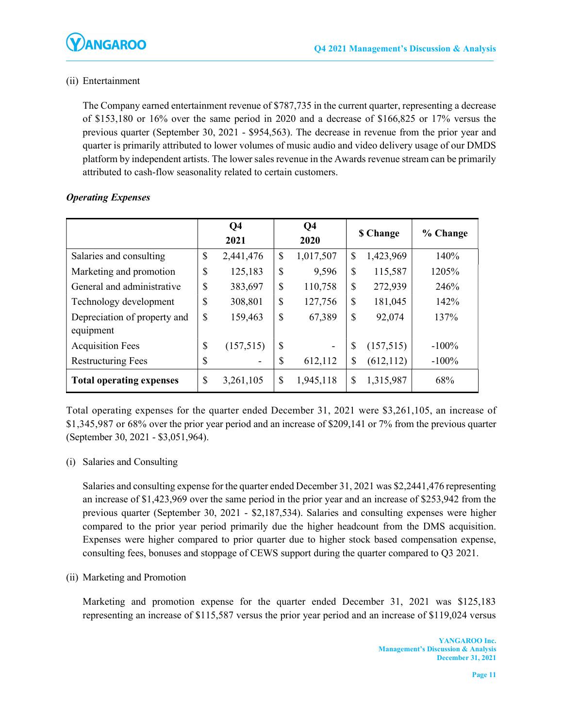(ii) Entertainment

The Company earned entertainment revenue of $787,735 in the current quarter, representing a decrease of $153,180 or 16% over the same period in 2020 and a decrease of $166,825 or 17% versus the previous quarter (September 30, 2021 - $954,563). The decrease in revenue from the prior year and quarter is primarily attributed to lower volumes of music audio and video delivery usage of our DMDS platform by independent artists. The lower sales revenue in the Awards revenue stream can be primarily attributed to cash-flow seasonality related to certain customers.

***Operating Expenses***

| | Q4 2021 | Q4 2020 | $ Change | % Change |
|---|---|---|---|---|
| Salaries and consulting | $ 2,441,476 | $ 1,017,507 | $ 1,423,969 | 140% |
| Marketing and promotion | $ 125,183 | $ 9,596 | $ 115,587 | 1205% |
| General and administrative | $ 383,697 | $ 110,758 | $ 272,939 | 246% |
| Technology development | $ 308,801 | $ 127,756 | $ 181,045 | 142% |
| Depreciation of property and equipment | $ 159,463 | $ 67,389 | $ 92,074 | 137% |
| Acquisition Fees | $ (157,515) | $ - | $ (157,515) | -100% |
| Restructuring Fees | $ - | $ 612,112 | $ (612,112) | -100% |
| **Total operating expenses** | $ 3,261,105 | $ 1,945,118 | $ 1,315,987 | 68% |

Total operating expenses for the quarter ended December 31, 2021 were $3,261,105, an increase of $1,345,987 or 68% over the prior year period and an increase of $209,141 or 7% from the previous quarter (September 30, 2021 - $3,051,964).

(i) Salaries and Consulting

Salaries and consulting expense for the quarter ended December 31, 2021 was $2,2441,476 representing an increase of $1,423,969 over the same period in the prior year and an increase of $253,942 from the previous quarter (September 30, 2021 - $2,187,534). Salaries and consulting expenses were higher compared to the prior year period primarily due the higher headcount from the DMS acquisition. Expenses were higher compared to prior quarter due to higher stock based compensation expense, consulting fees, bonuses and stoppage of CEWS support during the quarter compared to Q3 2021.

(ii) Marketing and Promotion

Marketing and promotion expense for the quarter ended December 31, 2021 was $125,183 representing an increase of $115,587 versus the prior year period and an increase of $119,024 versus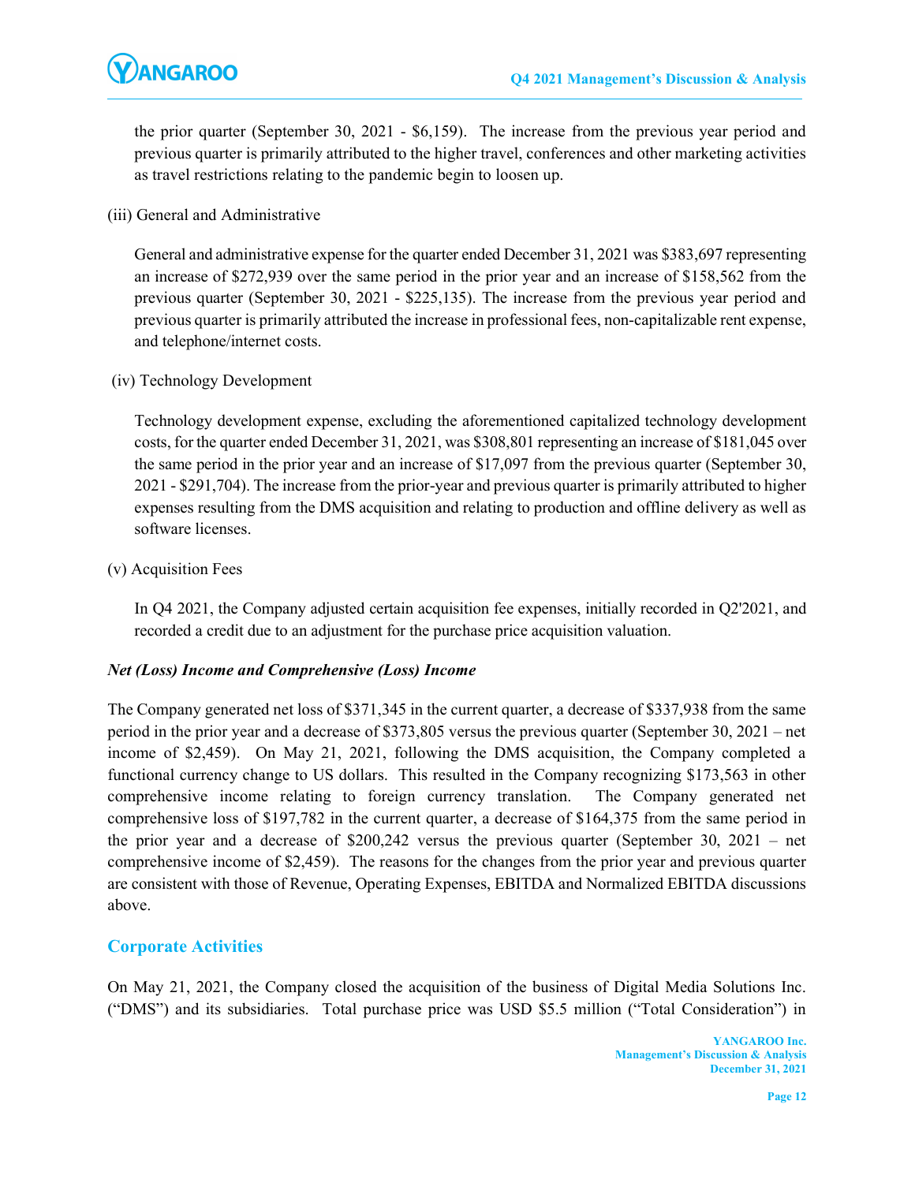the prior quarter (September 30, 2021 - $6,159). The increase from the previous year period and previous quarter is primarily attributed to the higher travel, conferences and other marketing activities as travel restrictions relating to the pandemic begin to loosen up.

(iii) General and Administrative

General and administrative expense for the quarter ended December 31, 2021 was $383,697 representing an increase of $272,939 over the same period in the prior year and an increase of $158,562 from the previous quarter (September 30, 2021 - $225,135). The increase from the previous year period and previous quarter is primarily attributed the increase in professional fees, non-capitalizable rent expense, and telephone/internet costs.

(iv) Technology Development

Technology development expense, excluding the aforementioned capitalized technology development costs, for the quarter ended December 31, 2021, was $308,801 representing an increase of $181,045 over the same period in the prior year and an increase of $17,097 from the previous quarter (September 30, 2021 - $291,704). The increase from the prior-year and previous quarter is primarily attributed to higher expenses resulting from the DMS acquisition and relating to production and offline delivery as well as software licenses.

(v) Acquisition Fees

In Q4 2021, the Company adjusted certain acquisition fee expenses, initially recorded in Q2'2021, and recorded a credit due to an adjustment for the purchase price acquisition valuation.

***Net (Loss) Income and Comprehensive (Loss) Income***

The Company generated net loss of $371,345 in the current quarter, a decrease of $337,938 from the same period in the prior year and a decrease of $373,805 versus the previous quarter (September 30, 2021 – net income of $2,459). On May 21, 2021, following the DMS acquisition, the Company completed a functional currency change to US dollars. This resulted in the Company recognizing $173,563 in other comprehensive income relating to foreign currency translation. The Company generated net comprehensive loss of $197,782 in the current quarter, a decrease of $164,375 from the same period in the prior year and a decrease of $200,242 versus the previous quarter (September 30, 2021 – net comprehensive income of $2,459). The reasons for the changes from the prior year and previous quarter are consistent with those of Revenue, Operating Expenses, EBITDA and Normalized EBITDA discussions above.

## Corporate Activities

On May 21, 2021, the Company closed the acquisition of the business of Digital Media Solutions Inc. ("DMS") and its subsidiaries. Total purchase price was USD $5.5 million ("Total Consideration") in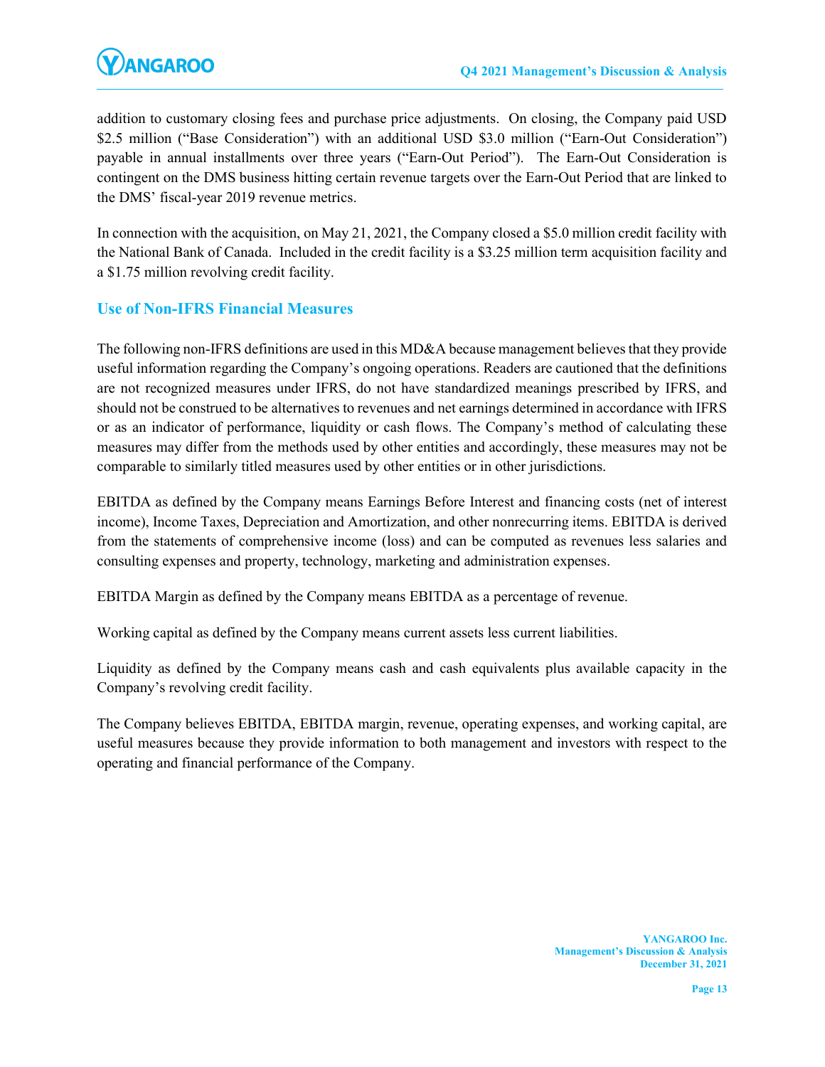addition to customary closing fees and purchase price adjustments. On closing, the Company paid USD $2.5 million ("Base Consideration") with an additional USD $3.0 million ("Earn-Out Consideration") payable in annual installments over three years ("Earn-Out Period"). The Earn-Out Consideration is contingent on the DMS business hitting certain revenue targets over the Earn-Out Period that are linked to the DMS' fiscal-year 2019 revenue metrics.

In connection with the acquisition, on May 21, 2021, the Company closed a $5.0 million credit facility with the National Bank of Canada. Included in the credit facility is a $3.25 million term acquisition facility and a $1.75 million revolving credit facility.

## Use of Non-IFRS Financial Measures

The following non-IFRS definitions are used in this MD&A because management believes that they provide useful information regarding the Company's ongoing operations. Readers are cautioned that the definitions are not recognized measures under IFRS, do not have standardized meanings prescribed by IFRS, and should not be construed to be alternatives to revenues and net earnings determined in accordance with IFRS or as an indicator of performance, liquidity or cash flows. The Company's method of calculating these measures may differ from the methods used by other entities and accordingly, these measures may not be comparable to similarly titled measures used by other entities or in other jurisdictions.

EBITDA as defined by the Company means Earnings Before Interest and financing costs (net of interest income), Income Taxes, Depreciation and Amortization, and other nonrecurring items. EBITDA is derived from the statements of comprehensive income (loss) and can be computed as revenues less salaries and consulting expenses and property, technology, marketing and administration expenses.

EBITDA Margin as defined by the Company means EBITDA as a percentage of revenue.

Working capital as defined by the Company means current assets less current liabilities.

Liquidity as defined by the Company means cash and cash equivalents plus available capacity in the Company's revolving credit facility.

The Company believes EBITDA, EBITDA margin, revenue, operating expenses, and working capital, are useful measures because they provide information to both management and investors with respect to the operating and financial performance of the Company.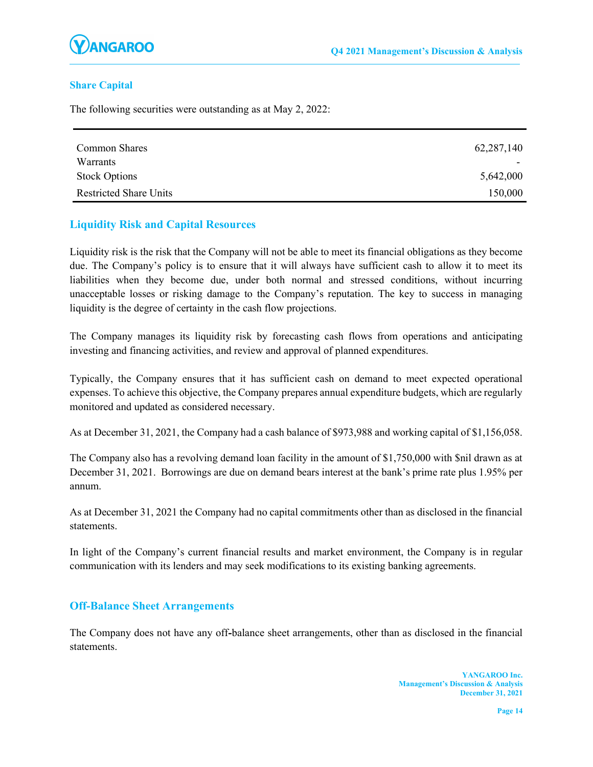## Share Capital

The following securities were outstanding as at May 2, 2022:

| | |
|---|---:|
| Common Shares | 62,287,140 |
| Warrants | - |
| Stock Options | 5,642,000 |
| Restricted Share Units | 150,000 |

## Liquidity Risk and Capital Resources

Liquidity risk is the risk that the Company will not be able to meet its financial obligations as they become due. The Company's policy is to ensure that it will always have sufficient cash to allow it to meet its liabilities when they become due, under both normal and stressed conditions, without incurring unacceptable losses or risking damage to the Company's reputation. The key to success in managing liquidity is the degree of certainty in the cash flow projections.

The Company manages its liquidity risk by forecasting cash flows from operations and anticipating investing and financing activities, and review and approval of planned expenditures.

Typically, the Company ensures that it has sufficient cash on demand to meet expected operational expenses. To achieve this objective, the Company prepares annual expenditure budgets, which are regularly monitored and updated as considered necessary.

As at December 31, 2021, the Company had a cash balance of $973,988 and working capital of $1,156,058.

The Company also has a revolving demand loan facility in the amount of $1,750,000 with $nil drawn as at December 31, 2021. Borrowings are due on demand bears interest at the bank's prime rate plus 1.95% per annum.

As at December 31, 2021 the Company had no capital commitments other than as disclosed in the financial statements.

In light of the Company's current financial results and market environment, the Company is in regular communication with its lenders and may seek modifications to its existing banking agreements.

## Off-Balance Sheet Arrangements

The Company does not have any off-balance sheet arrangements, other than as disclosed in the financial statements.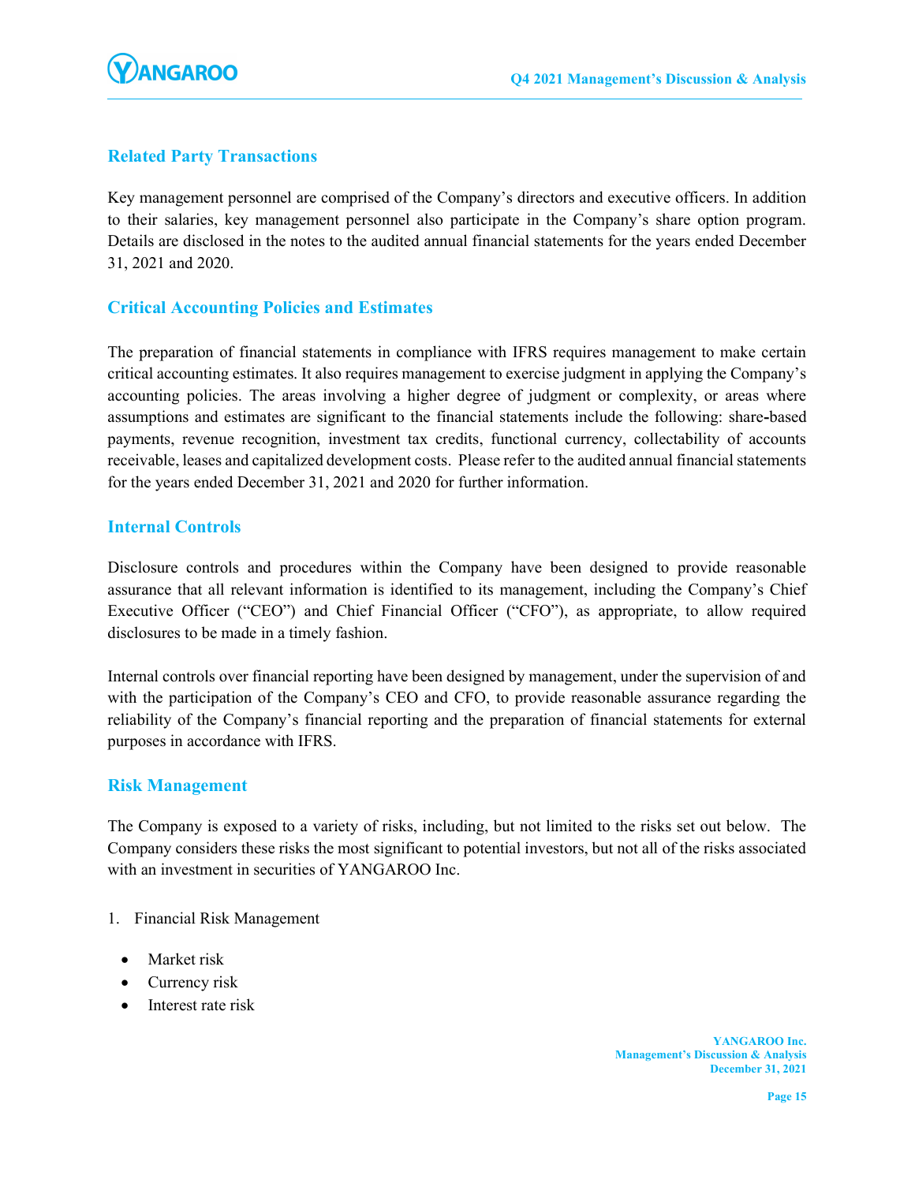## Related Party Transactions

Key management personnel are comprised of the Company's directors and executive officers. In addition to their salaries, key management personnel also participate in the Company's share option program. Details are disclosed in the notes to the audited annual financial statements for the years ended December 31, 2021 and 2020.

## Critical Accounting Policies and Estimates

The preparation of financial statements in compliance with IFRS requires management to make certain critical accounting estimates. It also requires management to exercise judgment in applying the Company's accounting policies. The areas involving a higher degree of judgment or complexity, or areas where assumptions and estimates are significant to the financial statements include the following: share-based payments, revenue recognition, investment tax credits, functional currency, collectability of accounts receivable, leases and capitalized development costs. Please refer to the audited annual financial statements for the years ended December 31, 2021 and 2020 for further information.

## Internal Controls

Disclosure controls and procedures within the Company have been designed to provide reasonable assurance that all relevant information is identified to its management, including the Company's Chief Executive Officer ("CEO") and Chief Financial Officer ("CFO"), as appropriate, to allow required disclosures to be made in a timely fashion.

Internal controls over financial reporting have been designed by management, under the supervision of and with the participation of the Company's CEO and CFO, to provide reasonable assurance regarding the reliability of the Company's financial reporting and the preparation of financial statements for external purposes in accordance with IFRS.

## Risk Management

The Company is exposed to a variety of risks, including, but not limited to the risks set out below. The Company considers these risks the most significant to potential investors, but not all of the risks associated with an investment in securities of YANGAROO Inc.

1. Financial Risk Management

   - Market risk
   - Currency risk
   - Interest rate risk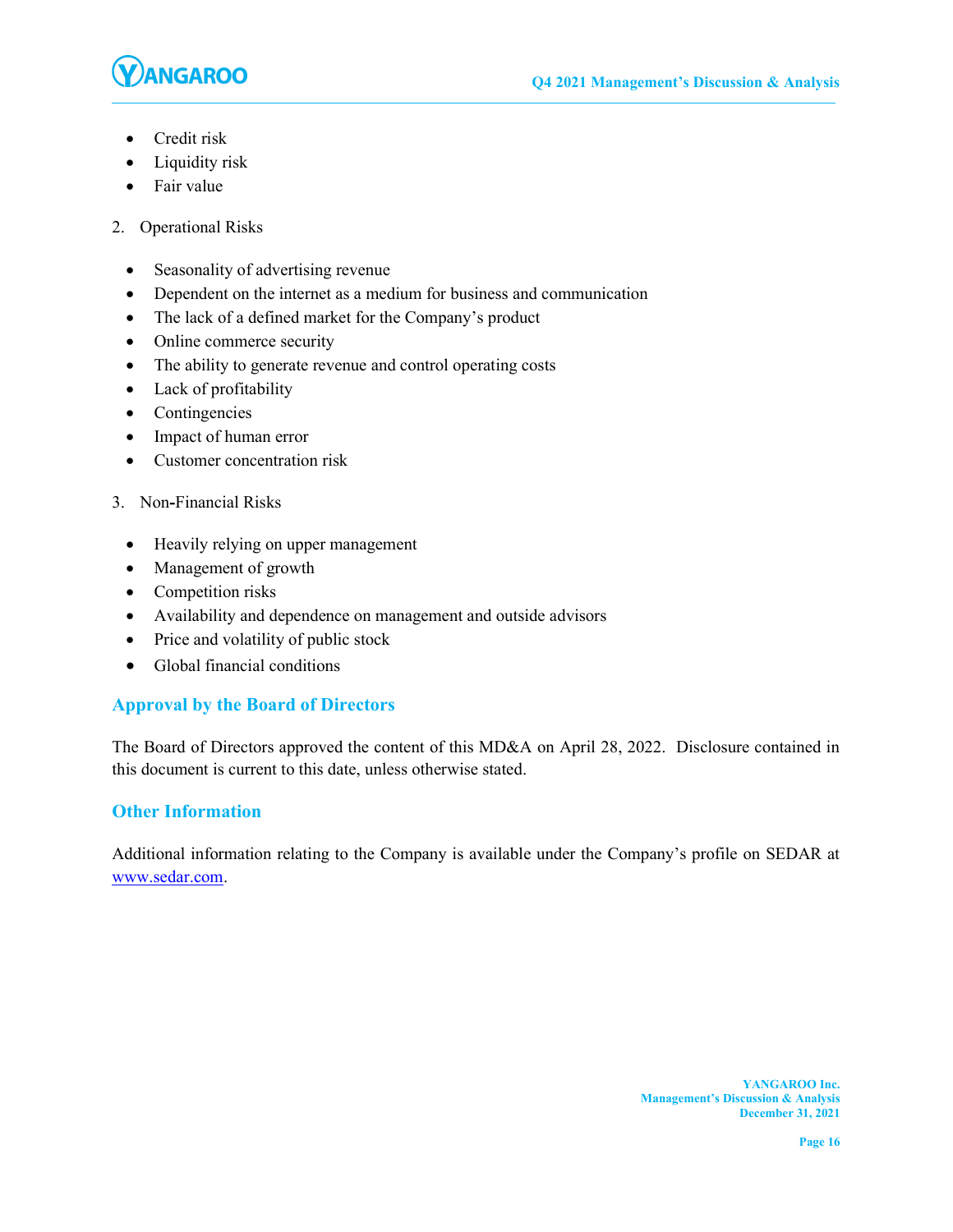- Credit risk
- Liquidity risk
- Fair value

2. Operational Risks

- Seasonality of advertising revenue
- Dependent on the internet as a medium for business and communication
- The lack of a defined market for the Company's product
- Online commerce security
- The ability to generate revenue and control operating costs
- Lack of profitability
- Contingencies
- Impact of human error
- Customer concentration risk

3. Non-Financial Risks

- Heavily relying on upper management
- Management of growth
- Competition risks
- Availability and dependence on management and outside advisors
- Price and volatility of public stock
- Global financial conditions

## Approval by the Board of Directors

The Board of Directors approved the content of this MD&A on April 28, 2022. Disclosure contained in this document is current to this date, unless otherwise stated.

## Other Information

Additional information relating to the Company is available under the Company's profile on SEDAR at www.sedar.com.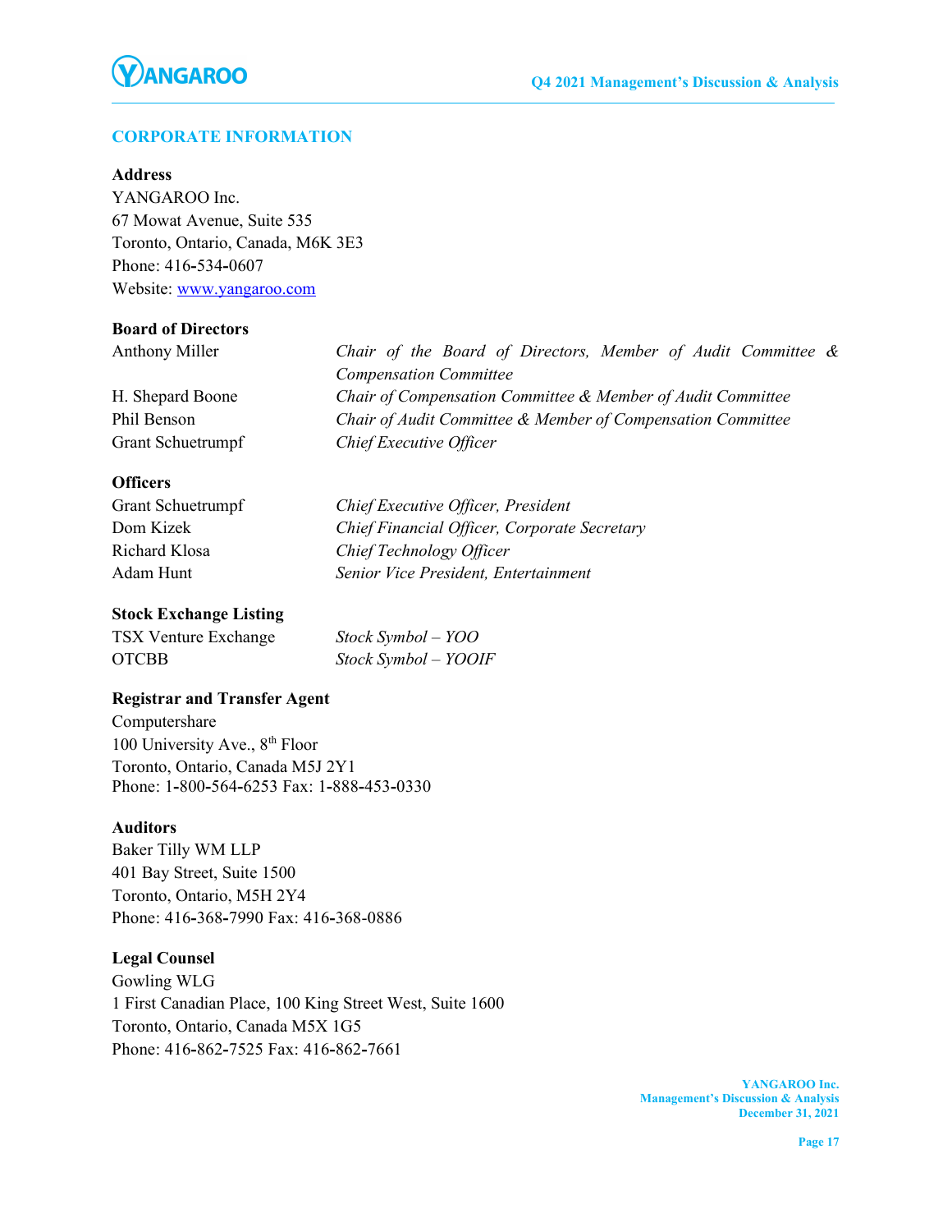## CORPORATE INFORMATION

**Address**

YANGAROO Inc.
67 Mowat Avenue, Suite 535
Toronto, Ontario, Canada, M6K 3E3
Phone: 416-534-0607
Website: www.yangaroo.com

**Board of Directors**

| | |
|---|---|
| Anthony Miller | *Chair of the Board of Directors, Member of Audit Committee & Compensation Committee* |
| H. Shepard Boone | *Chair of Compensation Committee & Member of Audit Committee* |
| Phil Benson | *Chair of Audit Committee & Member of Compensation Committee* |
| Grant Schuetrumpf | *Chief Executive Officer* |

**Officers**

| | |
|---|---|
| Grant Schuetrumpf | *Chief Executive Officer, President* |
| Dom Kizek | *Chief Financial Officer, Corporate Secretary* |
| Richard Klosa | *Chief Technology Officer* |
| Adam Hunt | *Senior Vice President, Entertainment* |

**Stock Exchange Listing**

| | |
|---|---|
| TSX Venture Exchange | *Stock Symbol – YOO* |
| OTCBB | *Stock Symbol – YOOIF* |

**Registrar and Transfer Agent**

Computershare
100 University Ave., 8th Floor
Toronto, Ontario, Canada M5J 2Y1
Phone: 1-800-564-6253 Fax: 1-888-453-0330

**Auditors**

Baker Tilly WM LLP
401 Bay Street, Suite 1500
Toronto, Ontario, M5H 2Y4
Phone: 416-368-7990 Fax: 416-368-0886

**Legal Counsel**

Gowling WLG
1 First Canadian Place, 100 King Street West, Suite 1600
Toronto, Ontario, Canada M5X 1G5
Phone: 416-862-7525 Fax: 416-862-7661